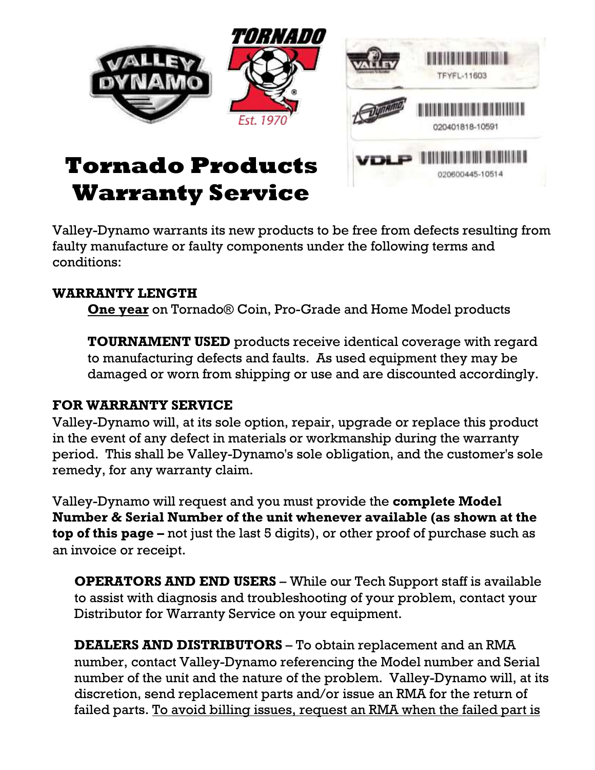# Tornado Products Warranty Service

Valley-Dynamo warrants its new products to be free from defects resulting from faulty manufacture or faulty components under the following terms and conditions:

## WARRANTY LENGTH

**One year** on Tornado® Coin, Pro-Grade and Home Model products

**TOURNAMENT USED** products receive identical coverage with regard to manufacturing defects and faults. As used equipment they may be damaged or worn from shipping or use and are discounted accordingly.

## FOR WARRANTY SERVICE

Valley-Dynamo will, at its sole option, repair, upgrade or replace this product in the event of any defect in materials or workmanship during the warranty period. This shall be Valley-Dynamo's sole obligation, and the customer's sole remedy, for any warranty claim.

Valley-Dynamo will request and you must provide the **complete Model Number & Serial Number of the unit whenever available (as shown at the top of this page –** not just the last 5 digits), or other proof of purchase such as an invoice or receipt.

**OPERATORS AND END USERS** – While our Tech Support staff is available to assist with diagnosis and troubleshooting of your problem, contact your Distributor for Warranty Service on your equipment.

**DEALERS AND DISTRIBUTORS** – To obtain replacement and an RMA number, contact Valley-Dynamo referencing the Model number and Serial number of the unit and the nature of the problem. Valley-Dynamo will, at its discretion, send replacement parts and/or issue an RMA for the return of failed parts. To avoid billing issues, request an RMA when the failed part is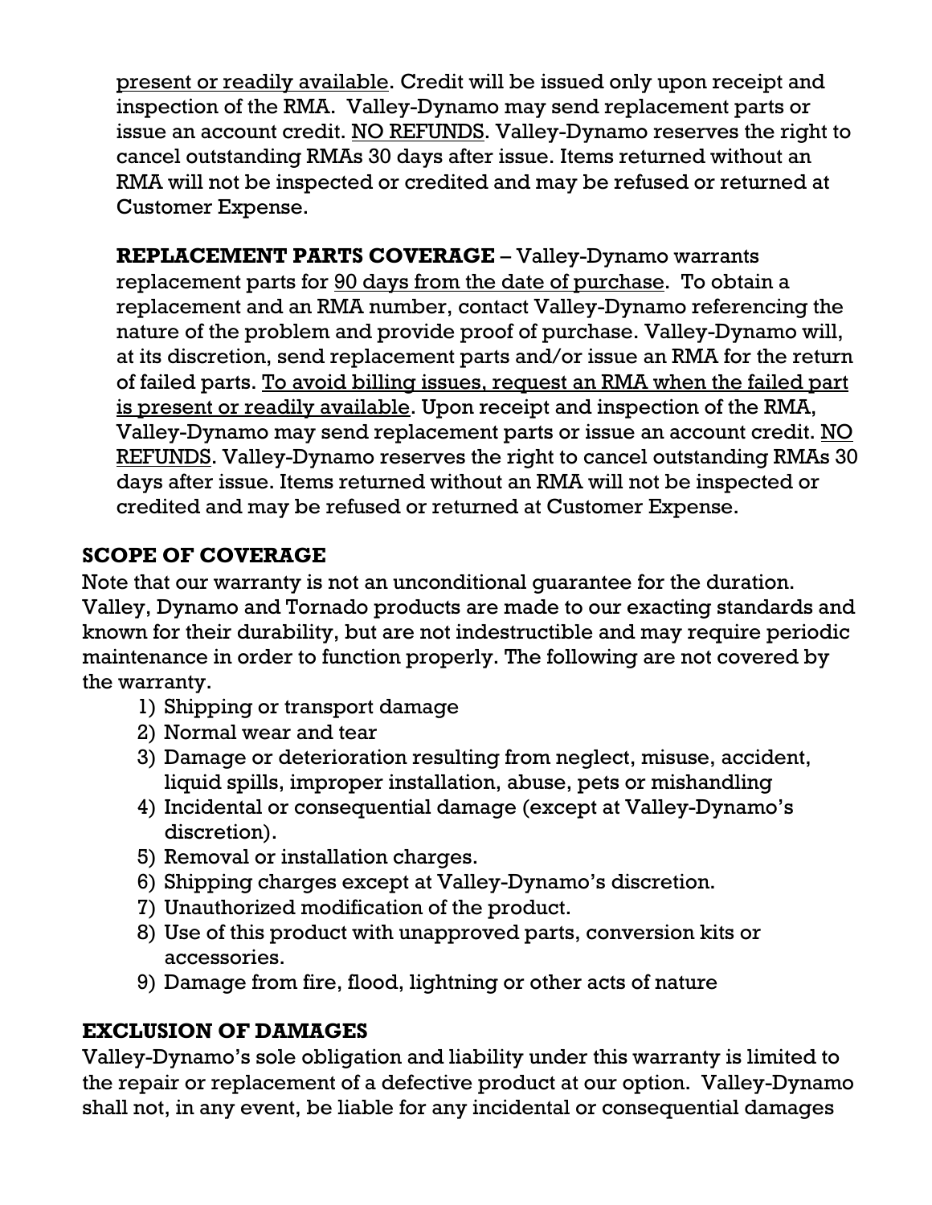present or readily available. Credit will be issued only upon receipt and inspection of the RMA. Valley-Dynamo may send replacement parts or issue an account credit. NO REFUNDS. Valley-Dynamo reserves the right to cancel outstanding RMAs 30 days after issue. Items returned without an RMA will not be inspected or credited and may be refused or returned at Customer Expense.

**REPLACEMENT PARTS COVERAGE** – Valley-Dynamo warrants replacement parts for 90 days from the date of purchase. To obtain a replacement and an RMA number, contact Valley-Dynamo referencing the nature of the problem and provide proof of purchase. Valley-Dynamo will, at its discretion, send replacement parts and/or issue an RMA for the return of failed parts. To avoid billing issues, request an RMA when the failed part is present or readily available. Upon receipt and inspection of the RMA, Valley-Dynamo may send replacement parts or issue an account credit. NO REFUNDS. Valley-Dynamo reserves the right to cancel outstanding RMAs 30 days after issue. Items returned without an RMA will not be inspected or credited and may be refused or returned at Customer Expense.

## SCOPE OF COVERAGE

Note that our warranty is not an unconditional guarantee for the duration. Valley, Dynamo and Tornado products are made to our exacting standards and known for their durability, but are not indestructible and may require periodic maintenance in order to function properly. The following are not covered by the warranty.

1) Shipping or transport damage
2) Normal wear and tear
3) Damage or deterioration resulting from neglect, misuse, accident, liquid spills, improper installation, abuse, pets or mishandling
4) Incidental or consequential damage (except at Valley-Dynamo's discretion).
5) Removal or installation charges.
6) Shipping charges except at Valley-Dynamo's discretion.
7) Unauthorized modification of the product.
8) Use of this product with unapproved parts, conversion kits or accessories.
9) Damage from fire, flood, lightning or other acts of nature

## EXCLUSION OF DAMAGES

Valley-Dynamo's sole obligation and liability under this warranty is limited to the repair or replacement of a defective product at our option. Valley-Dynamo shall not, in any event, be liable for any incidental or consequential damages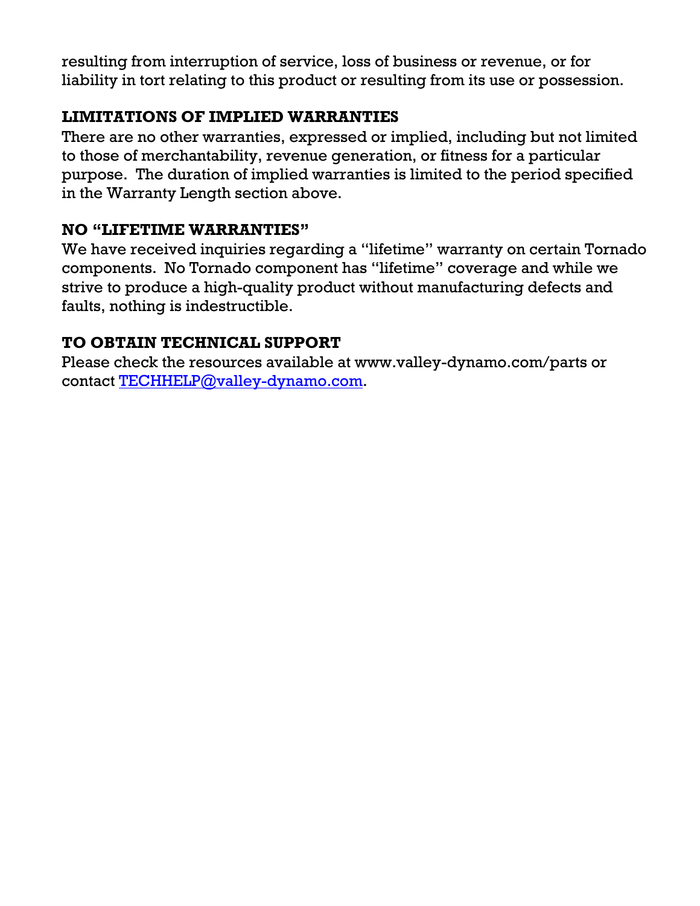resulting from interruption of service, loss of business or revenue, or for liability in tort relating to this product or resulting from its use or possession.

## LIMITATIONS OF IMPLIED WARRANTIES

There are no other warranties, expressed or implied, including but not limited to those of merchantability, revenue generation, or fitness for a particular purpose. The duration of implied warranties is limited to the period specified in the Warranty Length section above.

## NO "LIFETIME WARRANTIES"

We have received inquiries regarding a "lifetime" warranty on certain Tornado components. No Tornado component has "lifetime" coverage and while we strive to produce a high-quality product without manufacturing defects and faults, nothing is indestructible.

## TO OBTAIN TECHNICAL SUPPORT

Please check the resources available at www.valley-dynamo.com/parts or contact [TECHHELP@valley-dynamo.com](mailto:TECHHELP@valley-dynamo.com).